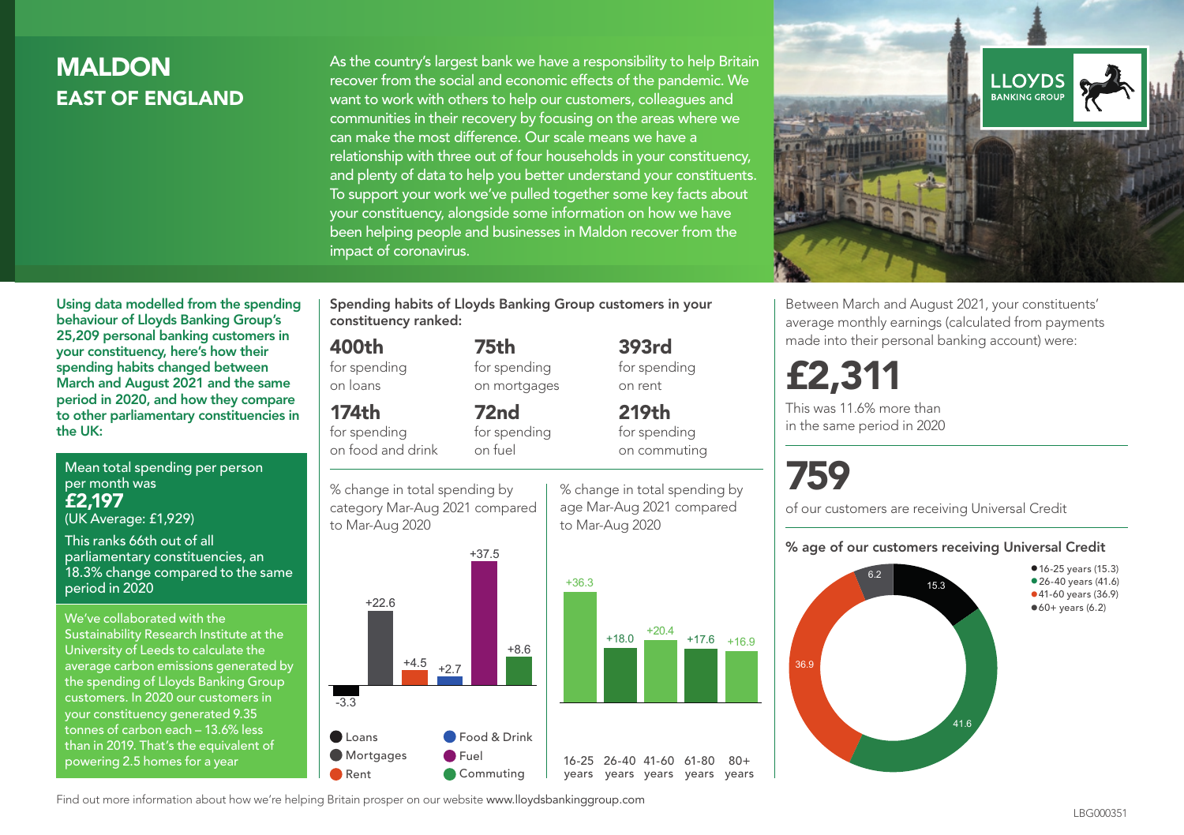# MALDON
## EAST OF ENGLAND

As the country's largest bank we have a responsibility to help Britain recover from the social and economic effects of the pandemic. We want to work with others to help our customers, colleagues and communities in their recovery by focusing on the areas where we can make the most difference. Our scale means we have a relationship with three out of four households in your constituency, and plenty of data to help you better understand your constituents. To support your work we've pulled together some key facts about your constituency, alongside some information on how we have been helping people and businesses in Maldon recover from the impact of coronavirus.

LLOYDS BANKING GROUP

**Using data modelled from the spending behaviour of Lloyds Banking Group's 25,209 personal banking customers in your constituency, here's how their spending habits changed between March and August 2021 and the same period in 2020, and how they compare to other parliamentary constituencies in the UK:**

Mean total spending per person per month was
**£2,197**
(UK Average: £1,929)

This ranks 66th out of all parliamentary constituencies, an 18.3% change compared to the same period in 2020

We've collaborated with the Sustainability Research Institute at the University of Leeds to calculate the average carbon emissions generated by the spending of Lloyds Banking Group customers. In 2020 our customers in your constituency generated 9.35 tonnes of carbon each – 13.6% less than in 2019. That's the equivalent of powering 2.5 homes for a year

**Spending habits of Lloyds Banking Group customers in your constituency ranked:**

- **400th** for spending on loans
- **75th** for spending on mortgages
- **393rd** for spending on rent
- **174th** for spending on food and drink
- **72nd** for spending on fuel
- **219th** for spending on commuting

% change in total spending by category Mar-Aug 2021 compared to Mar-Aug 2020

| Category | % change |
|---|---|
| Loans | -3.3 |
| Mortgages | +22.6 |
| Rent | +4.5 |
| Food & Drink | +2.7 |
| Fuel | +37.5 |
| Commuting | +8.6 |

% change in total spending by age Mar-Aug 2021 compared to Mar-Aug 2020

| Age | % change |
|---|---|
| 16-25 years | +36.3 |
| 26-40 years | +18.0 |
| 41-60 years | +20.4 |
| 61-80 years | +17.6 |
| 80+ years | +16.9 |

Between March and August 2021, your constituents' average monthly earnings (calculated from payments made into their personal banking account) were:

**£2,311**

This was 11.6% more than in the same period in 2020

**759**

of our customers are receiving Universal Credit

**% age of our customers receiving Universal Credit**

- 16-25 years (15.3)
- 26-40 years (41.6)
- 41-60 years (36.9)
- 60+ years (6.2)

Find out more information about how we're helping Britain prosper on our website www.lloydsbankinggroup.com

LBG000351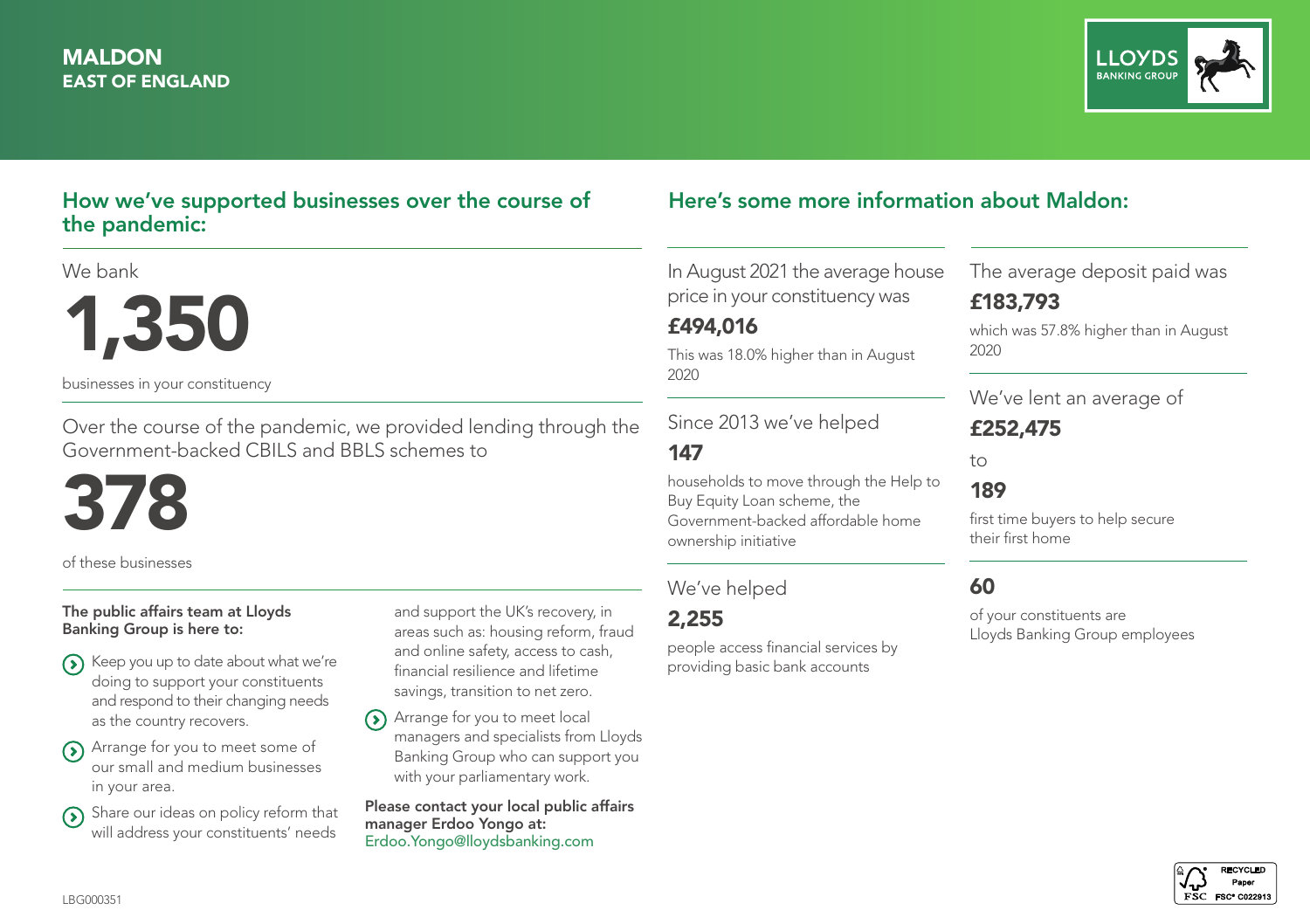# MALDON

## EAST OF ENGLAND

LLOYDS BANKING GROUP

## How we've supported businesses over the course of the pandemic:

We bank

**1,350**

businesses in your constituency

Over the course of the pandemic, we provided lending through the Government-backed CBILS and BBLS schemes to

**378**

of these businesses

**The public affairs team at Lloyds Banking Group is here to:**

- Keep you up to date about what we're doing to support your constituents and respond to their changing needs as the country recovers.
- Arrange for you to meet some of our small and medium businesses in your area.
- Share our ideas on policy reform that will address your constituents' needs and support the UK's recovery, in areas such as: housing reform, fraud and online safety, access to cash, financial resilience and lifetime savings, transition to net zero.
- Arrange for you to meet local managers and specialists from Lloyds Banking Group who can support you with your parliamentary work.

**Please contact your local public affairs manager Erdoo Yongo at:**
Erdoo.Yongo@lloydsbanking.com

## Here's some more information about Maldon:

In August 2021 the average house price in your constituency was

**£494,016**

This was 18.0% higher than in August 2020

Since 2013 we've helped

**147**

households to move through the Help to Buy Equity Loan scheme, the Government-backed affordable home ownership initiative

We've helped

**2,255**

people access financial services by providing basic bank accounts

The average deposit paid was

**£183,793**

which was 57.8% higher than in August 2020

We've lent an average of

**£252,475**

to

**189**

first time buyers to help secure their first home

**60**

of your constituents are Lloyds Banking Group employees

LBG000351

RECYCLED Paper FSC® C022913